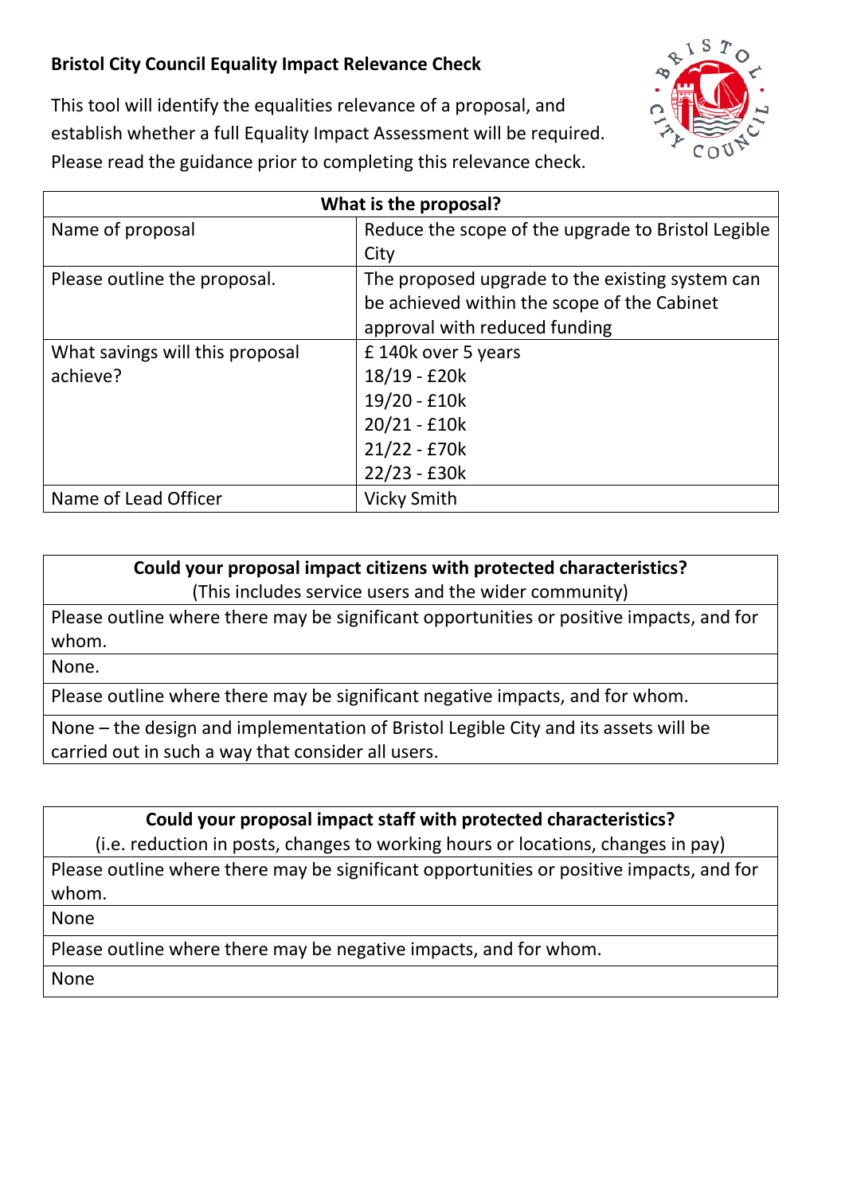# Bristol City Council Equality Impact Relevance Check

This tool will identify the equalities relevance of a proposal, and establish whether a full Equality Impact Assessment will be required. Please read the guidance prior to completing this relevance check.

| What is the proposal? | |
|---|---|
| Name of proposal | Reduce the scope of the upgrade to Bristol Legible City |
| Please outline the proposal. | The proposed upgrade to the existing system can be achieved within the scope of the Cabinet approval with reduced funding |
| What savings will this proposal achieve? | £ 140k over 5 years<br>18/19 - £20k<br>19/20 - £10k<br>20/21 - £10k<br>21/22 - £70k<br>22/23 - £30k |
| Name of Lead Officer | Vicky Smith |

| **Could your proposal impact citizens with protected characteristics?**<br>(This includes service users and the wider community) |
|---|
| Please outline where there may be significant opportunities or positive impacts, and for whom. |
| None. |
| Please outline where there may be significant negative impacts, and for whom. |
| None – the design and implementation of Bristol Legible City and its assets will be carried out in such a way that consider all users. |

| **Could your proposal impact staff with protected characteristics?**<br>(i.e. reduction in posts, changes to working hours or locations, changes in pay) |
|---|
| Please outline where there may be significant opportunities or positive impacts, and for whom. |
| None |
| Please outline where there may be negative impacts, and for whom. |
| None |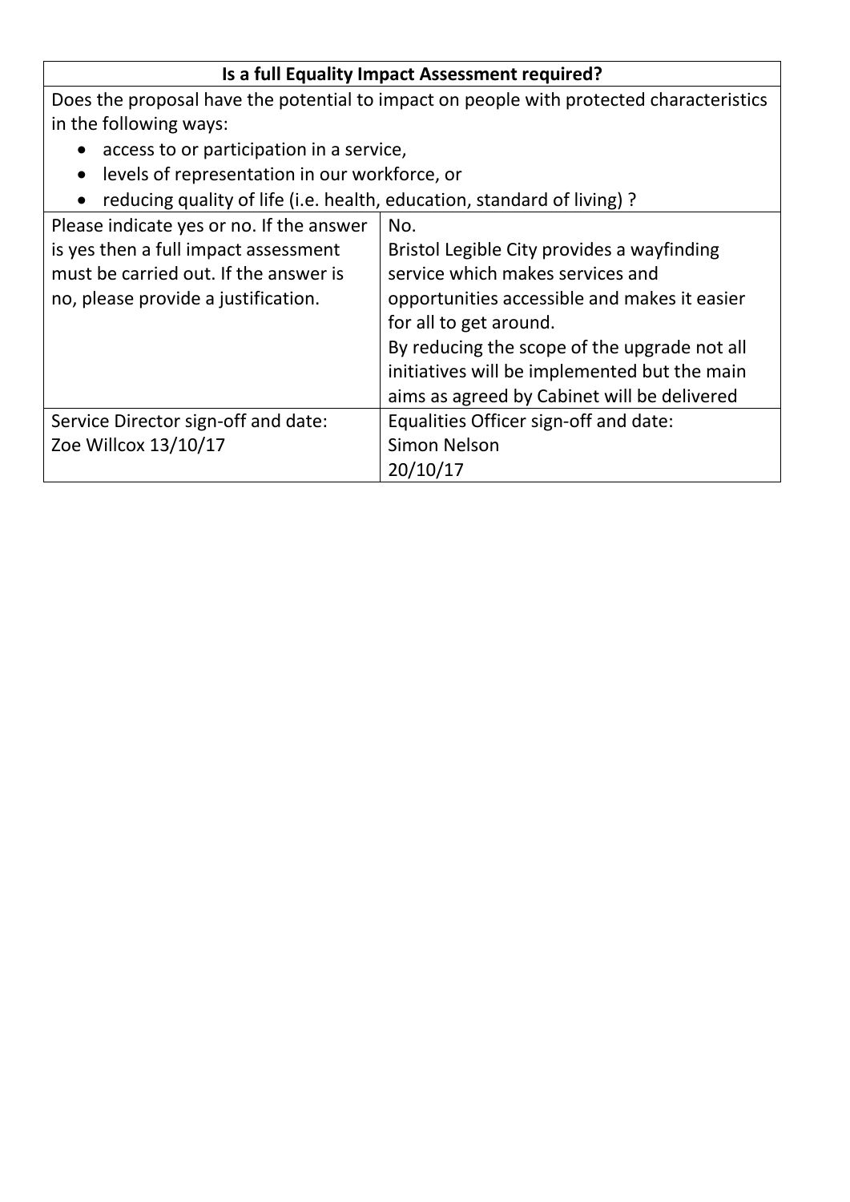| Is a full Equality Impact Assessment required? | |
|---|---|
| Does the proposal have the potential to impact on people with protected characteristics in the following ways:<br>• access to or participation in a service,<br>• levels of representation in our workforce, or<br>• reducing quality of life (i.e. health, education, standard of living) ? | |
| Please indicate yes or no. If the answer is yes then a full impact assessment must be carried out. If the answer is no, please provide a justification. | No.<br>Bristol Legible City provides a wayfinding service which makes services and opportunities accessible and makes it easier for all to get around.<br>By reducing the scope of the upgrade not all initiatives will be implemented but the main aims as agreed by Cabinet will be delivered |
| Service Director sign-off and date:<br>Zoe Willcox 13/10/17 | Equalities Officer sign-off and date:<br>Simon Nelson<br>20/10/17 |